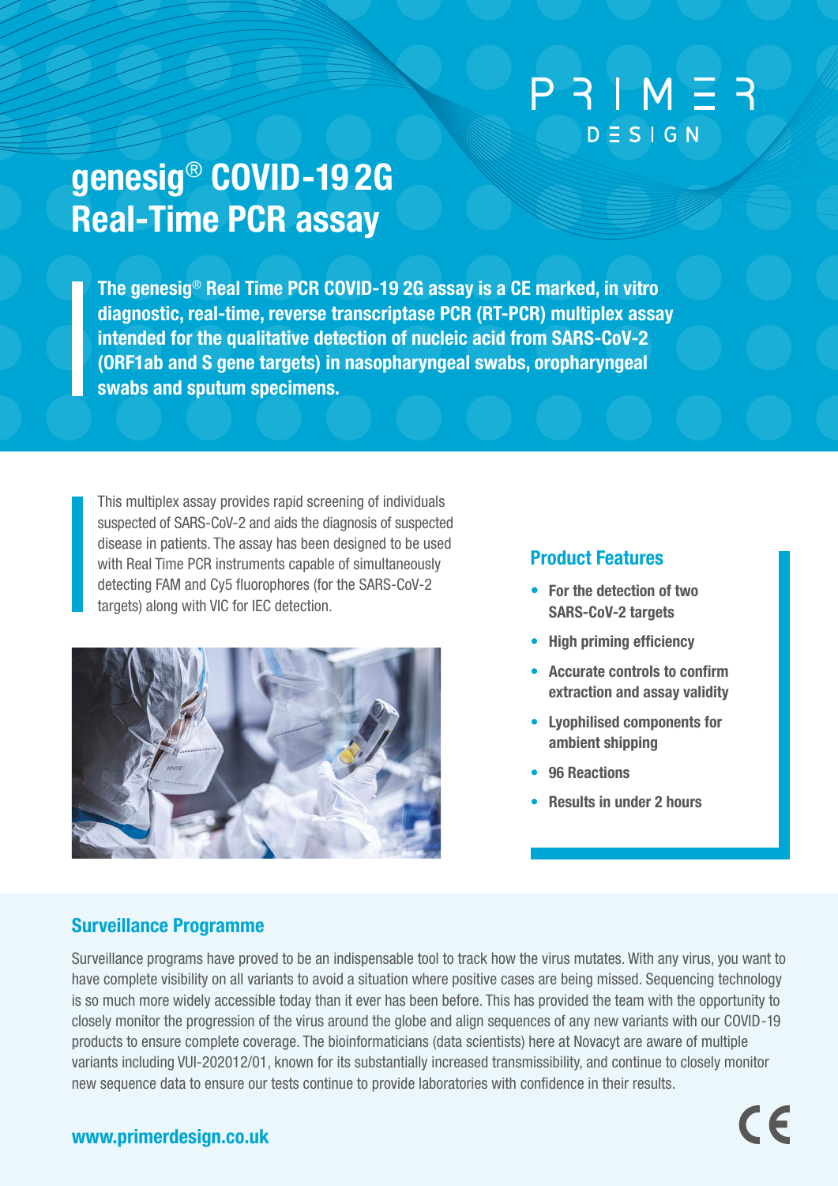PRIMER DESIGN

# genesig® COVID-19 2G Real-Time PCR assay

**The genesig® Real Time PCR COVID-19 2G assay is a CE marked, in vitro diagnostic, real-time, reverse transcriptase PCR (RT-PCR) multiplex assay intended for the qualitative detection of nucleic acid from SARS-CoV-2 (ORF1ab and S gene targets) in nasopharyngeal swabs, oropharyngeal swabs and sputum specimens.**

This multiplex assay provides rapid screening of individuals suspected of SARS-CoV-2 and aids the diagnosis of suspected disease in patients. The assay has been designed to be used with Real Time PCR instruments capable of simultaneously detecting FAM and Cy5 fluorophores (for the SARS-CoV-2 targets) along with VIC for IEC detection.

## Product Features

- **For the detection of two SARS-CoV-2 targets**
- **High priming efficiency**
- **Accurate controls to confirm extraction and assay validity**
- **Lyophilised components for ambient shipping**
- **96 Reactions**
- **Results in under 2 hours**

## Surveillance Programme

Surveillance programs have proved to be an indispensable tool to track how the virus mutates. With any virus, you want to have complete visibility on all variants to avoid a situation where positive cases are being missed. Sequencing technology is so much more widely accessible today than it ever has been before. This has provided the team with the opportunity to closely monitor the progression of the virus around the globe and align sequences of any new variants with our COVID-19 products to ensure complete coverage. The bioinformaticians (data scientists) here at Novacyt are aware of multiple variants including VUI-202012/01, known for its substantially increased transmissibility, and continue to closely monitor new sequence data to ensure our tests continue to provide laboratories with confidence in their results.

www.primerdesign.co.uk

CE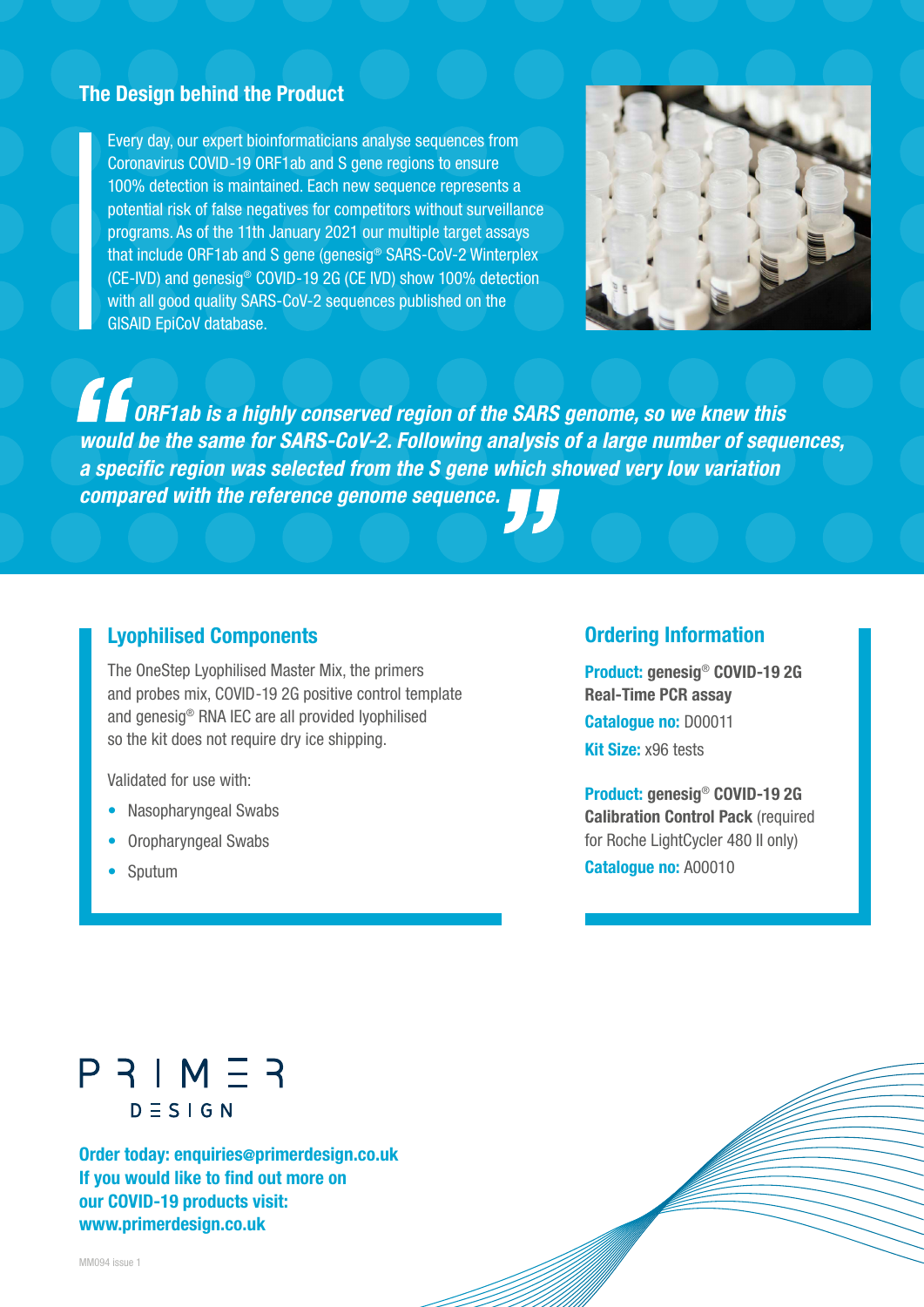## The Design behind the Product

Every day, our expert bioinformaticians analyse sequences from Coronavirus COVID-19 ORF1ab and S gene regions to ensure 100% detection is maintained. Each new sequence represents a potential risk of false negatives for competitors without surveillance programs. As of the 11th January 2021 our multiple target assays that include ORF1ab and S gene (genesig® SARS-CoV-2 Winterplex (CE-IVD) and genesig® COVID-19 2G (CE IVD) show 100% detection with all good quality SARS-CoV-2 sequences published on the GISAID EpiCoV database.

> ***"ORF1ab is a highly conserved region of the SARS genome, so we knew this would be the same for SARS-CoV-2. Following analysis of a large number of sequences, a specific region was selected from the S gene which showed very low variation compared with the reference genome sequence."***

## Lyophilised Components

The OneStep Lyophilised Master Mix, the primers and probes mix, COVID-19 2G positive control template and genesig® RNA IEC are all provided lyophilised so the kit does not require dry ice shipping.

Validated for use with:

- Nasopharyngeal Swabs
- Oropharyngeal Swabs
- Sputum

## Ordering Information

**Product:** **genesig® COVID-19 2G Real-Time PCR assay**
**Catalogue no:** D00011
**Kit Size:** x96 tests

**Product:** **genesig® COVID-19 2G Calibration Control Pack** (required for Roche LightCycler 480 II only)
**Catalogue no:** A00010

PRIMER DESIGN

**Order today: enquiries@primerdesign.co.uk**
**If you would like to find out more on our COVID-19 products visit: www.primerdesign.co.uk**

MM094 issue 1